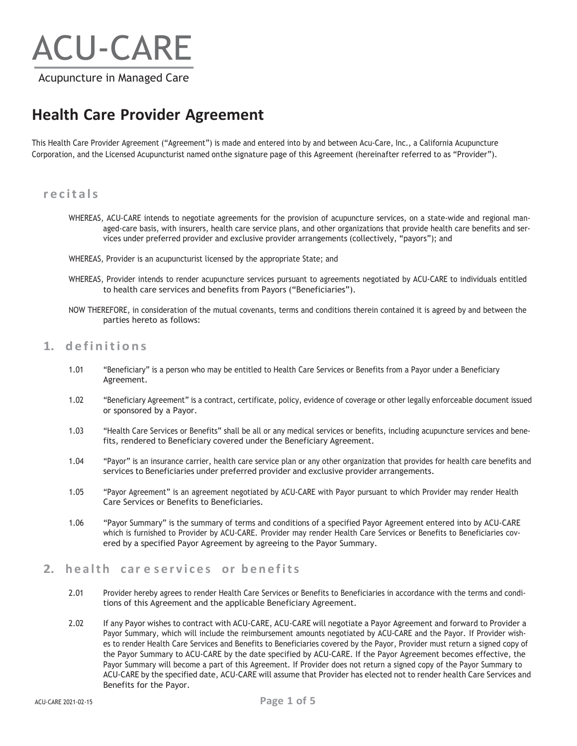# ACU-CARE

Acupuncture in Managed Care

## Health Care Provider Agreement

This Health Care Provider Agreement ("Agreement") is made and entered into by and between Acu-Care, Inc., a California Acupuncture Corporation, and the Licensed Acupuncturist named onthe signature page of this Agreement (hereinafter referred to as "Provider").

### recitals

WHEREAS, ACU-CARE intends to negotiate agreements for the provision of acupuncture services, on a state-wide and regional managed-care basis, with insurers, health care service plans, and other organizations that provide health care benefits and services under preferred provider and exclusive provider arrangements (collectively, "payors"); and

WHEREAS, Provider is an acupuncturist licensed by the appropriate State; and

WHEREAS, Provider intends to render acupuncture services pursuant to agreements negotiated by ACU-CARE to individuals entitled to health care services and benefits from Payors ("Beneficiaries").

NOW THEREFORE, in consideration of the mutual covenants, terms and conditions therein contained it is agreed by and between the parties hereto as follows:

### 1. definitions

1.01 "Beneficiary" is a person who may be entitled to Health Care Services or Benefits from a Payor under a Beneficiary Agreement.

1.02 "Beneficiary Agreement" is a contract, certificate, policy, evidence of coverage or other legally enforceable document issued or sponsored by a Payor.

1.03 "Health Care Services or Benefits" shall be all or any medical services or benefits, including acupuncture services and benefits, rendered to Beneficiary covered under the Beneficiary Agreement.

1.04 "Payor" is an insurance carrier, health care service plan or any other organization that provides for health care benefits and services to Beneficiaries under preferred provider and exclusive provider arrangements.

1.05 "Payor Agreement" is an agreement negotiated by ACU-CARE with Payor pursuant to which Provider may render Health Care Services or Benefits to Beneficiaries.

1.06 "Payor Summary" is the summary of terms and conditions of a specified Payor Agreement entered into by ACU-CARE which is furnished to Provider by ACU-CARE. Provider may render Health Care Services or Benefits to Beneficiaries covered by a specified Payor Agreement by agreeing to the Payor Summary.

### 2. health care services or benefits

2.01 Provider hereby agrees to render Health Care Services or Benefits to Beneficiaries in accordance with the terms and conditions of this Agreement and the applicable Beneficiary Agreement.

2.02 If any Payor wishes to contract with ACU-CARE, ACU-CARE will negotiate a Payor Agreement and forward to Provider a Payor Summary, which will include the reimbursement amounts negotiated by ACU-CARE and the Payor. If Provider wishes to render Health Care Services and Benefits to Beneficiaries covered by the Payor, Provider must return a signed copy of the Payor Summary to ACU-CARE by the date specified by ACU-CARE. If the Payor Agreement becomes effective, the Payor Summary will become a part of this Agreement. If Provider does not return a signed copy of the Payor Summary to ACU-CARE by the specified date, ACU-CARE will assume that Provider has elected not to render health Care Services and Benefits for the Payor.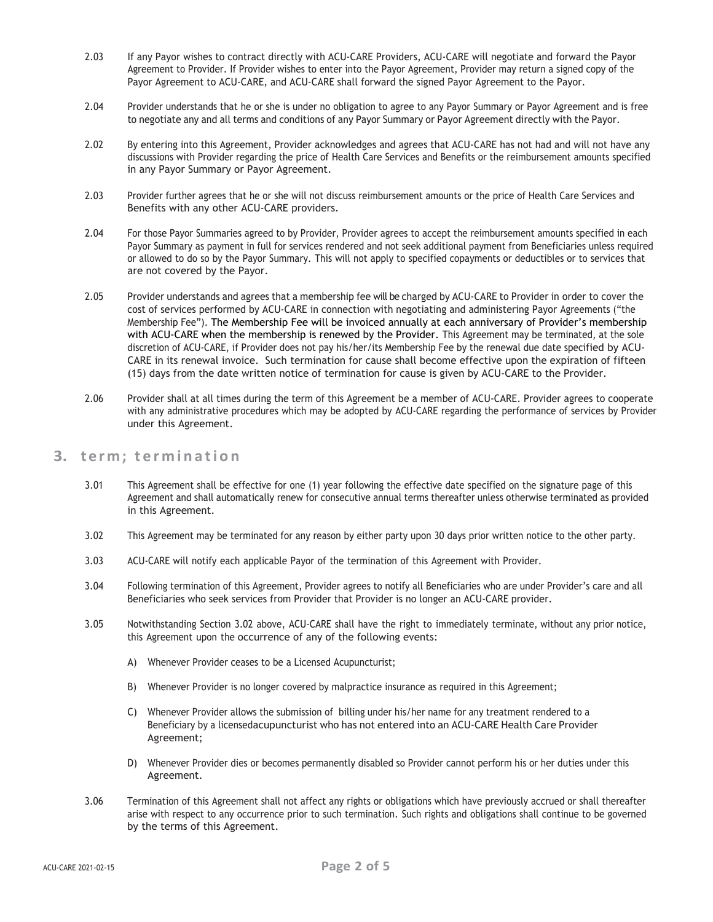2.03 If any Payor wishes to contract directly with ACU-CARE Providers, ACU-CARE will negotiate and forward the Payor Agreement to Provider. If Provider wishes to enter into the Payor Agreement, Provider may return a signed copy of the Payor Agreement to ACU-CARE, and ACU-CARE shall forward the signed Payor Agreement to the Payor.

2.04 Provider understands that he or she is under no obligation to agree to any Payor Summary or Payor Agreement and is free to negotiate any and all terms and conditions of any Payor Summary or Payor Agreement directly with the Payor.

2.02 By entering into this Agreement, Provider acknowledges and agrees that ACU-CARE has not had and will not have any discussions with Provider regarding the price of Health Care Services and Benefits or the reimbursement amounts specified in any Payor Summary or Payor Agreement.

2.03 Provider further agrees that he or she will not discuss reimbursement amounts or the price of Health Care Services and Benefits with any other ACU-CARE providers.

2.04 For those Payor Summaries agreed to by Provider, Provider agrees to accept the reimbursement amounts specified in each Payor Summary as payment in full for services rendered and not seek additional payment from Beneficiaries unless required or allowed to do so by the Payor Summary. This will not apply to specified copayments or deductibles or to services that are not covered by the Payor.

2.05 Provider understands and agrees that a membership fee will be charged by ACU-CARE to Provider in order to cover the cost of services performed by ACU-CARE in connection with negotiating and administering Payor Agreements ("the Membership Fee"). The Membership Fee will be invoiced annually at each anniversary of Provider's membership with ACU-CARE when the membership is renewed by the Provider. This Agreement may be terminated, at the sole discretion of ACU-CARE, if Provider does not pay his/her/its Membership Fee by the renewal due date specified by ACU-CARE in its renewal invoice. Such termination for cause shall become effective upon the expiration of fifteen (15) days from the date written notice of termination for cause is given by ACU-CARE to the Provider.

2.06 Provider shall at all times during the term of this Agreement be a member of ACU-CARE. Provider agrees to cooperate with any administrative procedures which may be adopted by ACU-CARE regarding the performance of services by Provider under this Agreement.

## 3. term; termination

3.01 This Agreement shall be effective for one (1) year following the effective date specified on the signature page of this Agreement and shall automatically renew for consecutive annual terms thereafter unless otherwise terminated as provided in this Agreement.

3.02 This Agreement may be terminated for any reason by either party upon 30 days prior written notice to the other party.

3.03 ACU-CARE will notify each applicable Payor of the termination of this Agreement with Provider.

3.04 Following termination of this Agreement, Provider agrees to notify all Beneficiaries who are under Provider's care and all Beneficiaries who seek services from Provider that Provider is no longer an ACU-CARE provider.

3.05 Notwithstanding Section 3.02 above, ACU-CARE shall have the right to immediately terminate, without any prior notice, this Agreement upon the occurrence of any of the following events:

A) Whenever Provider ceases to be a Licensed Acupuncturist;

B) Whenever Provider is no longer covered by malpractice insurance as required in this Agreement;

C) Whenever Provider allows the submission of billing under his/her name for any treatment rendered to a Beneficiary by a licensedacupuncturist who has not entered into an ACU-CARE Health Care Provider Agreement;

D) Whenever Provider dies or becomes permanently disabled so Provider cannot perform his or her duties under this Agreement.

3.06 Termination of this Agreement shall not affect any rights or obligations which have previously accrued or shall thereafter arise with respect to any occurrence prior to such termination. Such rights and obligations shall continue to be governed by the terms of this Agreement.

ACU-CARE 2021-02-15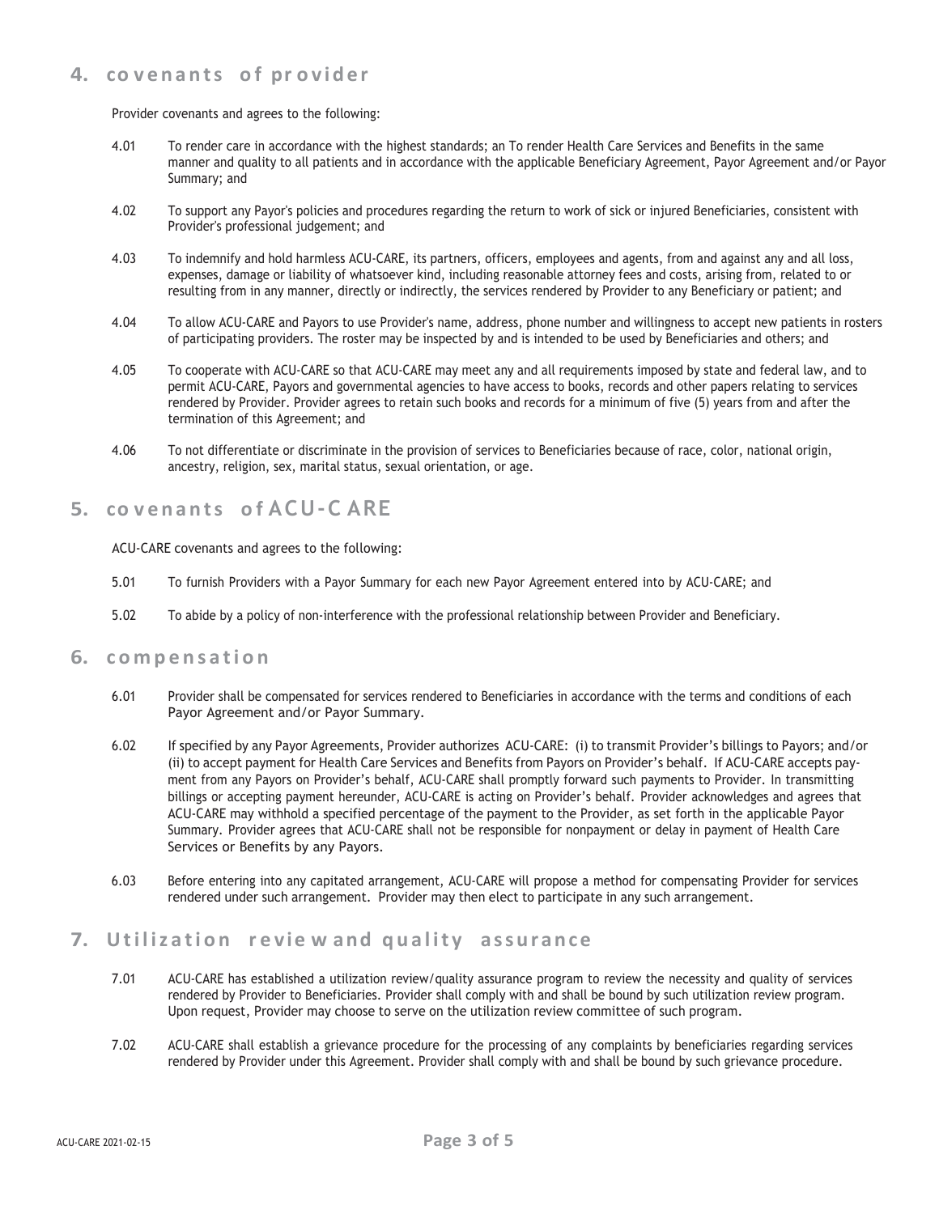## 4. covenants of provider

Provider covenants and agrees to the following:

4.01 To render care in accordance with the highest standards; an To render Health Care Services and Benefits in the same manner and quality to all patients and in accordance with the applicable Beneficiary Agreement, Payor Agreement and/or Payor Summary; and

4.02 To support any Payor's policies and procedures regarding the return to work of sick or injured Beneficiaries, consistent with Provider's professional judgement; and

4.03 To indemnify and hold harmless ACU-CARE, its partners, officers, employees and agents, from and against any and all loss, expenses, damage or liability of whatsoever kind, including reasonable attorney fees and costs, arising from, related to or resulting from in any manner, directly or indirectly, the services rendered by Provider to any Beneficiary or patient; and

4.04 To allow ACU-CARE and Payors to use Provider's name, address, phone number and willingness to accept new patients in rosters of participating providers. The roster may be inspected by and is intended to be used by Beneficiaries and others; and

4.05 To cooperate with ACU-CARE so that ACU-CARE may meet any and all requirements imposed by state and federal law, and to permit ACU-CARE, Payors and governmental agencies to have access to books, records and other papers relating to services rendered by Provider. Provider agrees to retain such books and records for a minimum of five (5) years from and after the termination of this Agreement; and

4.06 To not differentiate or discriminate in the provision of services to Beneficiaries because of race, color, national origin, ancestry, religion, sex, marital status, sexual orientation, or age.

## 5. covenants of ACU-CARE

ACU-CARE covenants and agrees to the following:

5.01 To furnish Providers with a Payor Summary for each new Payor Agreement entered into by ACU-CARE; and

5.02 To abide by a policy of non-interference with the professional relationship between Provider and Beneficiary.

## 6. compensation

6.01 Provider shall be compensated for services rendered to Beneficiaries in accordance with the terms and conditions of each Payor Agreement and/or Payor Summary.

6.02 If specified by any Payor Agreements, Provider authorizes ACU-CARE: (i) to transmit Provider's billings to Payors; and/or (ii) to accept payment for Health Care Services and Benefits from Payors on Provider's behalf. If ACU-CARE accepts payment from any Payors on Provider's behalf, ACU-CARE shall promptly forward such payments to Provider. In transmitting billings or accepting payment hereunder, ACU-CARE is acting on Provider's behalf. Provider acknowledges and agrees that ACU-CARE may withhold a specified percentage of the payment to the Provider, as set forth in the applicable Payor Summary. Provider agrees that ACU-CARE shall not be responsible for nonpayment or delay in payment of Health Care Services or Benefits by any Payors.

6.03 Before entering into any capitated arrangement, ACU-CARE will propose a method for compensating Provider for services rendered under such arrangement. Provider may then elect to participate in any such arrangement.

## 7. Utilization review and quality assurance

7.01 ACU-CARE has established a utilization review/quality assurance program to review the necessity and quality of services rendered by Provider to Beneficiaries. Provider shall comply with and shall be bound by such utilization review program. Upon request, Provider may choose to serve on the utilization review committee of such program.

7.02 ACU-CARE shall establish a grievance procedure for the processing of any complaints by beneficiaries regarding services rendered by Provider under this Agreement. Provider shall comply with and shall be bound by such grievance procedure.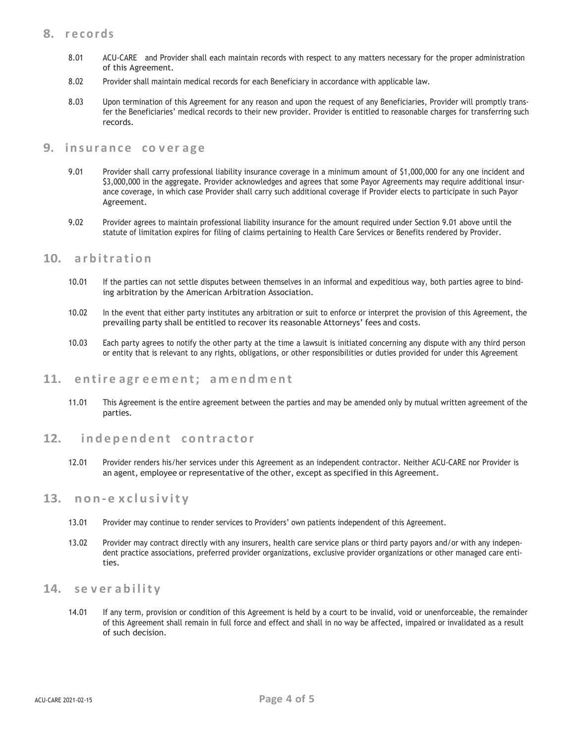## 8. records

8.01 ACU-CARE and Provider shall each maintain records with respect to any matters necessary for the proper administration of this Agreement.

8.02 Provider shall maintain medical records for each Beneficiary in accordance with applicable law.

8.03 Upon termination of this Agreement for any reason and upon the request of any Beneficiaries, Provider will promptly transfer the Beneficiaries' medical records to their new provider. Provider is entitled to reasonable charges for transferring such records.

## 9. insurance coverage

9.01 Provider shall carry professional liability insurance coverage in a minimum amount of $1,000,000 for any one incident and $3,000,000 in the aggregate. Provider acknowledges and agrees that some Payor Agreements may require additional insurance coverage, in which case Provider shall carry such additional coverage if Provider elects to participate in such Payor Agreement.

9.02 Provider agrees to maintain professional liability insurance for the amount required under Section 9.01 above until the statute of limitation expires for filing of claims pertaining to Health Care Services or Benefits rendered by Provider.

## 10. arbitration

10.01 If the parties can not settle disputes between themselves in an informal and expeditious way, both parties agree to binding arbitration by the American Arbitration Association.

10.02 In the event that either party institutes any arbitration or suit to enforce or interpret the provision of this Agreement, the prevailing party shall be entitled to recover its reasonable Attorneys' fees and costs.

10.03 Each party agrees to notify the other party at the time a lawsuit is initiated concerning any dispute with any third person or entity that is relevant to any rights, obligations, or other responsibilities or duties provided for under this Agreement

## 11. entire agreement; amendment

11.01 This Agreement is the entire agreement between the parties and may be amended only by mutual written agreement of the parties.

## 12. independent contractor

12.01 Provider renders his/her services under this Agreement as an independent contractor. Neither ACU-CARE nor Provider is an agent, employee or representative of the other, except as specified in this Agreement.

## 13. non-exclusivity

13.01 Provider may continue to render services to Providers' own patients independent of this Agreement.

13.02 Provider may contract directly with any insurers, health care service plans or third party payors and/or with any independent practice associations, preferred provider organizations, exclusive provider organizations or other managed care entities.

## 14. severability

14.01 If any term, provision or condition of this Agreement is held by a court to be invalid, void or unenforceable, the remainder of this Agreement shall remain in full force and effect and shall in no way be affected, impaired or invalidated as a result of such decision.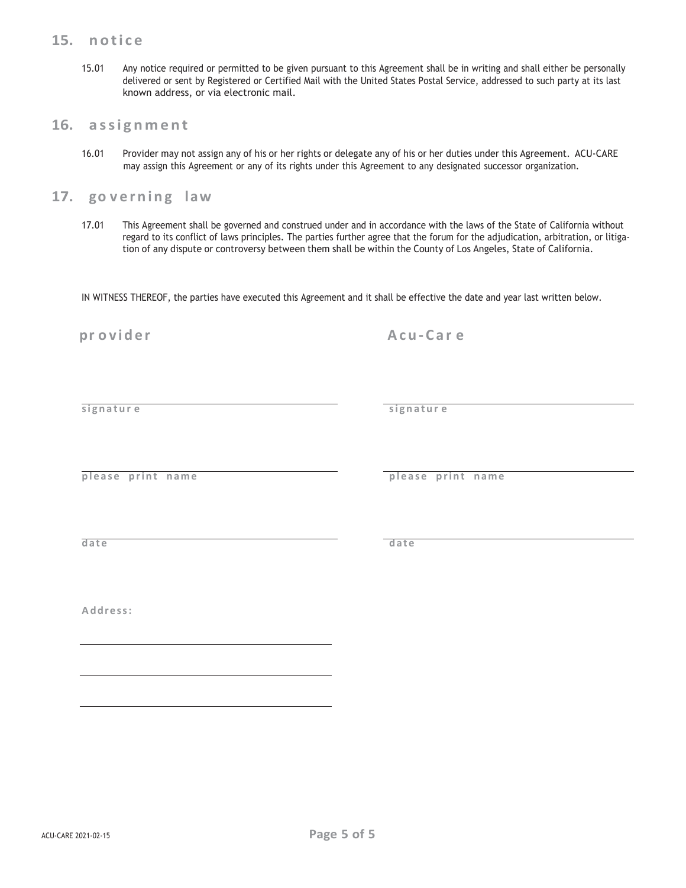## 15. notice

15.01 Any notice required or permitted to be given pursuant to this Agreement shall be in writing and shall either be personally delivered or sent by Registered or Certified Mail with the United States Postal Service, addressed to such party at its last known address, or via electronic mail.

## 16. assignment

16.01 Provider may not assign any of his or her rights or delegate any of his or her duties under this Agreement. ACU-CARE may assign this Agreement or any of its rights under this Agreement to any designated successor organization.

## 17. governing law

17.01 This Agreement shall be governed and construed under and in accordance with the laws of the State of California without regard to its conflict of laws principles. The parties further agree that the forum for the adjudication, arbitration, or litigation of any dispute or controversy between them shall be within the County of Los Angeles, State of California.

IN WITNESS THEREOF, the parties have executed this Agreement and it shall be effective the date and year last written below.

| provider | Acu-Care |
|---|---|
| _______________________ | _______________________ |
| signature | signature |
| _______________________ | _______________________ |
| please print name | please print name |
| _______________________ | _______________________ |
| date | date |

Address:

_______________________

_______________________

_______________________

ACU-CARE 2021-02-15